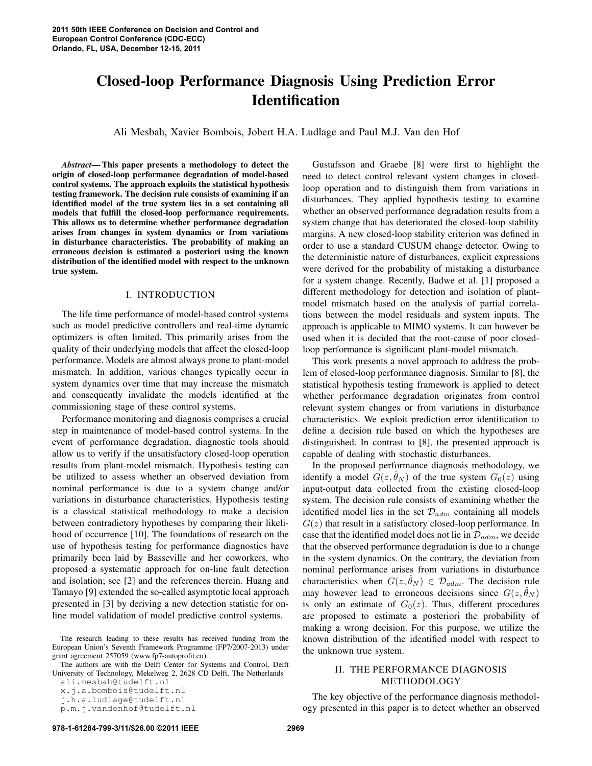# Closed-loop Performance Diagnosis Using Prediction Error Identification

Ali Mesbah, Xavier Bombois, Jobert H.A. Ludlage and Paul M.J. Van den Hof

***Abstract*— This paper presents a methodology to detect the origin of closed-loop performance degradation of model-based control systems. The approach exploits the statistical hypothesis testing framework. The decision rule consists of examining if an identified model of the true system lies in a set containing all models that fulfill the closed-loop performance requirements. This allows us to determine whether performance degradation arises from changes in system dynamics or from variations in disturbance characteristics. The probability of making an erroneous decision is estimated a posteriori using the known distribution of the identified model with respect to the unknown true system.**

## I. INTRODUCTION

The life time performance of model-based control systems such as model predictive controllers and real-time dynamic optimizers is often limited. This primarily arises from the quality of their underlying models that affect the closed-loop performance. Models are almost always prone to plant-model mismatch. In addition, various changes typically occur in system dynamics over time that may increase the mismatch and consequently invalidate the models identified at the commissioning stage of these control systems.

Performance monitoring and diagnosis comprises a crucial step in maintenance of model-based control systems. In the event of performance degradation, diagnostic tools should allow us to verify if the unsatisfactory closed-loop operation results from plant-model mismatch. Hypothesis testing can be utilized to assess whether an observed deviation from nominal performance is due to a system change and/or variations in disturbance characteristics. Hypothesis testing is a classical statistical methodology to make a decision between contradictory hypotheses by comparing their likelihood of occurrence [10]. The foundations of research on the use of hypothesis testing for performance diagnostics have primarily been laid by Basseville and her coworkers, who proposed a systematic approach for on-line fault detection and isolation; see [2] and the references therein. Huang and Tamayo [9] extended the so-called asymptotic local approach presented in [3] by deriving a new detection statistic for on-line model validation of model predictive control systems.

Gustafsson and Graebe [8] were first to highlight the need to detect control relevant system changes in closed-loop operation and to distinguish them from variations in disturbances. They applied hypothesis testing to examine whether an observed performance degradation results from a system change that has deteriorated the closed-loop stability margins. A new closed-loop stability criterion was defined in order to use a standard CUSUM change detector. Owing to the deterministic nature of disturbances, explicit expressions were derived for the probability of mistaking a disturbance for a system change. Recently, Badwe et al. [1] proposed a different methodology for detection and isolation of plant-model mismatch based on the analysis of partial correlations between the model residuals and system inputs. The approach is applicable to MIMO systems. It can however be used when it is decided that the root-cause of poor closed-loop performance is significant plant-model mismatch.

This work presents a novel approach to address the problem of closed-loop performance diagnosis. Similar to [8], the statistical hypothesis testing framework is applied to detect whether performance degradation originates from control relevant system changes or from variations in disturbance characteristics. We exploit prediction error identification to define a decision rule based on which the hypotheses are distinguished. In contrast to [8], the presented approach is capable of dealing with stochastic disturbances.

In the proposed performance diagnosis methodology, we identify a model $G(z, \hat{\theta}_N)$ of the true system $G_0(z)$ using input-output data collected from the existing closed-loop system. The decision rule consists of examining whether the identified model lies in the set $\mathcal{D}_{adm}$ containing all models $G(z)$ that result in a satisfactory closed-loop performance. In case that the identified model does not lie in $\mathcal{D}_{adm}$, we decide that the observed performance degradation is due to a change in the system dynamics. On the contrary, the deviation from nominal performance arises from variations in disturbance characteristics when $G(z, \hat{\theta}_N) \in \mathcal{D}_{adm}$. The decision rule may however lead to erroneous decisions since $G(z, \hat{\theta}_N)$ is only an estimate of $G_0(z)$. Thus, different procedures are proposed to estimate a posteriori the probability of making a wrong decision. For this purpose, we utilize the known distribution of the identified model with respect to the unknown true system.

## II. THE PERFORMANCE DIAGNOSIS METHODOLOGY

The key objective of the performance diagnosis methodology presented in this paper is to detect whether an observed

The research leading to these results has received funding from the European Union's Seventh Framework Programme (FP7/2007-2013) under grant agreement 257059 (www.fp7-autoprofit.eu).

The authors are with the Delft Center for Systems and Control, Delft University of Technology, Mekelweg 2, 2628 CD Delft, The Netherlands
ali.mesbah@tudelft.nl
x.j.a.bombois@tudelft.nl
j.h.a.ludlage@tudelft.nl
p.m.j.vandenhof@tudelft.nl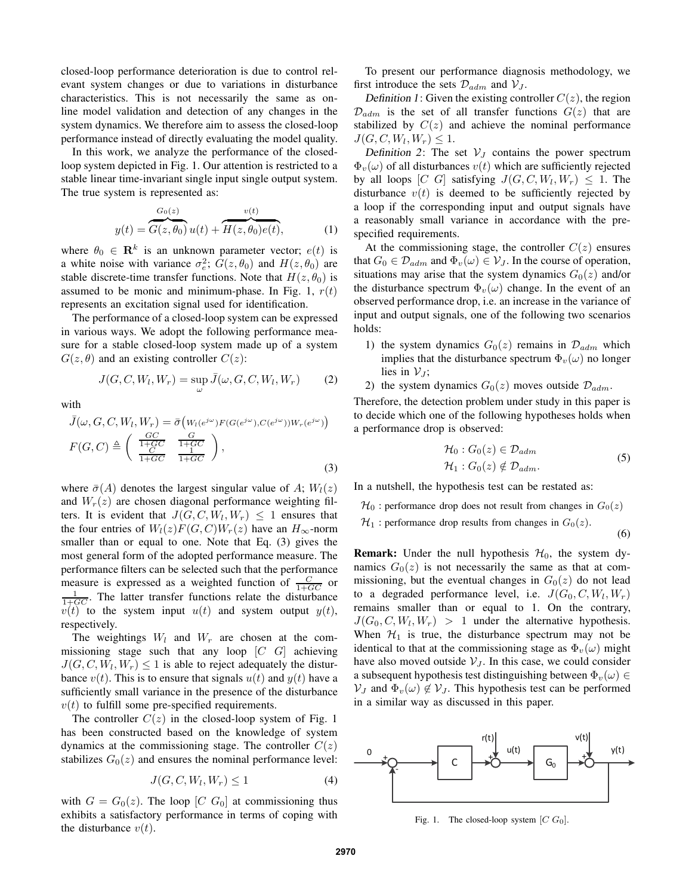closed-loop performance deterioration is due to control relevant system changes or due to variations in disturbance characteristics. This is not necessarily the same as online model validation and detection of any changes in the system dynamics. We therefore aim to assess the closed-loop performance instead of directly evaluating the model quality.

In this work, we analyze the performance of the closed-loop system depicted in Fig. 1. Our attention is restricted to a stable linear time-invariant single input single output system. The true system is represented as:

$$y(t) = \overbrace{G(z,\theta_0)}^{G_0(z)} u(t) + \overbrace{H(z,\theta_0)e(t)}^{v(t)}, \tag{1}$$

where $\theta_0 \in \mathbf{R}^k$ is an unknown parameter vector; $e(t)$ is a white noise with variance $\sigma_e^2$; $G(z,\theta_0)$ and $H(z,\theta_0)$ are stable discrete-time transfer functions. Note that $H(z,\theta_0)$ is assumed to be monic and minimum-phase. In Fig. 1, $r(t)$ represents an excitation signal used for identification.

The performance of a closed-loop system can be expressed in various ways. We adopt the following performance measure for a stable closed-loop system made up of a system $G(z,\theta)$ and an existing controller $C(z)$:

$$J(G, C, W_l, W_r) = \sup_{\omega} \bar{J}(\omega, G, C, W_l, W_r) \tag{2}$$

with

$$\bar{J}(\omega, G, C, W_l, W_r) = \bar{\sigma}\left(W_l(e^{j\omega})F(G(e^{j\omega}), C(e^{j\omega}))W_r(e^{j\omega})\right)$$
$$F(G,C) \triangleq \begin{pmatrix} \frac{GC}{1+GC} & \frac{G}{1+GC} \\ \frac{C}{1+GC} & \frac{1}{1+GC} \end{pmatrix}, \tag{3}$$

where $\bar{\sigma}(A)$ denotes the largest singular value of $A$; $W_l(z)$ and $W_r(z)$ are chosen diagonal performance weighting filters. It is evident that $J(G, C, W_l, W_r) \leq 1$ ensures that the four entries of $W_l(z)F(G,C)W_r(z)$ have an $H_\infty$-norm smaller than or equal to one. Note that Eq. (3) gives the most general form of the adopted performance measure. The performance filters can be selected such that the performance measure is expressed as a weighted function of $\frac{C}{1+GC}$ or $\frac{1}{1+GC}$. The latter transfer functions relate the disturbance $v(t)$ to the system input $u(t)$ and system output $y(t)$, respectively.

The weightings $W_l$ and $W_r$ are chosen at the commissioning stage such that any loop $[C\ G]$ achieving $J(G, C, W_l, W_r) \leq 1$ is able to reject adequately the disturbance $v(t)$. This is to ensure that signals $u(t)$ and $y(t)$ have a sufficiently small variance in the presence of the disturbance $v(t)$ to fulfill some pre-specified requirements.

The controller $C(z)$ in the closed-loop system of Fig. 1 has been constructed based on the knowledge of system dynamics at the commissioning stage. The controller $C(z)$ stabilizes $G_0(z)$ and ensures the nominal performance level:

$$J(G, C, W_l, W_r) \leq 1 \tag{4}$$

with $G = G_0(z)$. The loop $[C\ G_0]$ at commissioning thus exhibits a satisfactory performance in terms of coping with the disturbance $v(t)$.

To present our performance diagnosis methodology, we first introduce the sets $\mathcal{D}_{adm}$ and $\mathcal{V}_J$.

*Definition 1*: Given the existing controller $C(z)$, the region $\mathcal{D}_{adm}$ is the set of all transfer functions $G(z)$ that are stabilized by $C(z)$ and achieve the nominal performance $J(G, C, W_l, W_r) \leq 1$.

*Definition 2*: The set $\mathcal{V}_J$ contains the power spectrum $\Phi_v(\omega)$ of all disturbances $v(t)$ which are sufficiently rejected by all loops $[C\ G]$ satisfying $J(G, C, W_l, W_r) \leq 1$. The disturbance $v(t)$ is deemed to be sufficiently rejected by a loop if the corresponding input and output signals have a reasonably small variance in accordance with the pre-specified requirements.

At the commissioning stage, the controller $C(z)$ ensures that $G_0 \in \mathcal{D}_{adm}$ and $\Phi_v(\omega) \in \mathcal{V}_J$. In the course of operation, situations may arise that the system dynamics $G_0(z)$ and/or the disturbance spectrum $\Phi_v(\omega)$ change. In the event of an observed performance drop, i.e. an increase in the variance of input and output signals, one of the following two scenarios holds:

1) the system dynamics $G_0(z)$ remains in $\mathcal{D}_{adm}$ which implies that the disturbance spectrum $\Phi_v(\omega)$ no longer lies in $\mathcal{V}_J$;
2) the system dynamics $G_0(z)$ moves outside $\mathcal{D}_{adm}$.

Therefore, the detection problem under study in this paper is to decide which one of the following hypotheses holds when a performance drop is observed:

$$\begin{aligned} \mathcal{H}_0 &: G_0(z) \in \mathcal{D}_{adm} \\ \mathcal{H}_1 &: G_0(z) \notin \mathcal{D}_{adm}. \end{aligned} \tag{5}$$

In a nutshell, the hypothesis test can be restated as:

$$\begin{aligned} &\mathcal{H}_0 : \text{performance drop does not result from changes in } G_0(z) \\ &\mathcal{H}_1 : \text{performance drop results from changes in } G_0(z). \end{aligned} \tag{6}$$

**Remark:** Under the null hypothesis $\mathcal{H}_0$, the system dynamics $G_0(z)$ is not necessarily the same as that at commissioning, but the eventual changes in $G_0(z)$ do not lead to a degraded performance level, i.e. $J(G_0, C, W_l, W_r)$ remains smaller than or equal to 1. On the contrary, $J(G_0, C, W_l, W_r) > 1$ under the alternative hypothesis. When $\mathcal{H}_1$ is true, the disturbance spectrum may not be identical to that at the commissioning stage as $\Phi_v(\omega)$ might have also moved outside $\mathcal{V}_J$. In this case, we could consider a subsequent hypothesis test distinguishing between $\Phi_v(\omega) \in \mathcal{V}_J$ and $\Phi_v(\omega) \notin \mathcal{V}_J$. This hypothesis test can be performed in a similar way as discussed in this paper.

Fig. 1. The closed-loop system $[C\ G_0]$.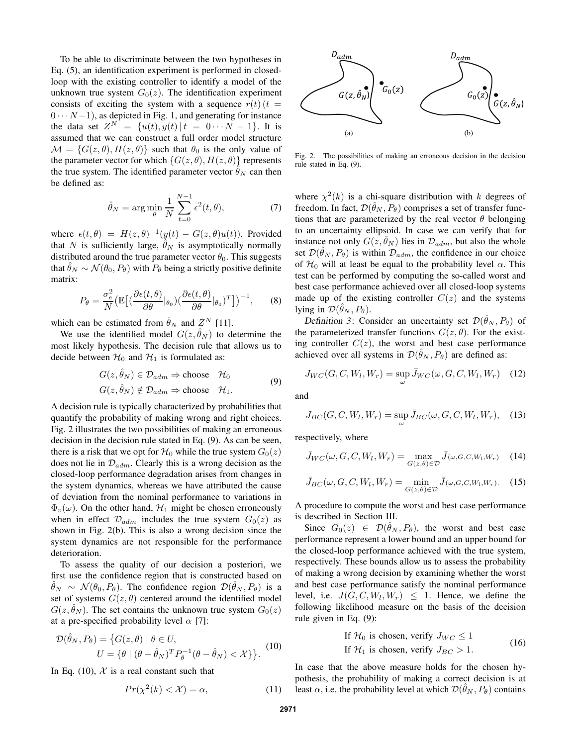To be able to discriminate between the two hypotheses in Eq. (5), an identification experiment is performed in closed-loop with the existing controller to identify a model of the unknown true system $G_0(z)$. The identification experiment consists of exciting the system with a sequence $r(t)\,(t = 0\cdots N-1)$, as depicted in Fig. 1, and generating for instance the data set $Z^N = \{u(t), y(t) \,|\, t = 0\cdots N-1\}$. It is assumed that we can construct a full order model structure $\mathcal{M} = \{G(z,\theta), H(z,\theta)\}$ such that $\theta_0$ is the only value of the parameter vector for which $\{G(z,\theta), H(z,\theta)\}$ represents the true system. The identified parameter vector $\hat{\theta}_N$ can then be defined as:

$$\hat{\theta}_N = \arg\min_{\theta} \frac{1}{N}\sum_{t=0}^{N-1} \epsilon^2(t,\theta), \tag{7}$$

where $\epsilon(t,\theta) = H(z,\theta)^{-1}(y(t) - G(z,\theta)u(t))$. Provided that $N$ is sufficiently large, $\hat{\theta}_N$ is asymptotically normally distributed around the true parameter vector $\theta_0$. This suggests that $\hat{\theta}_N \sim \mathcal{N}(\theta_0, P_\theta)$ with $P_\theta$ being a strictly positive definite matrix:

$$P_\theta = \frac{\sigma_e^2}{N}\big(\mathbb{E}\big[(\frac{\partial\epsilon(t,\theta)}{\partial\theta}|_{\theta_0})(\frac{\partial\epsilon(t,\theta)}{\partial\theta}|_{\theta_0})^T\big]\big)^{-1}, \tag{8}$$

which can be estimated from $\hat{\theta}_N$ and $Z^N$ [11].

We use the identified model $G(z,\hat{\theta}_N)$ to determine the most likely hypothesis. The decision rule that allows us to decide between $\mathcal{H}_0$ and $\mathcal{H}_1$ is formulated as:

$$\begin{aligned} G(z,\hat{\theta}_N) \in \mathcal{D}_{adm} &\Rightarrow \text{choose} \quad \mathcal{H}_0 \\ G(z,\hat{\theta}_N) \notin \mathcal{D}_{adm} &\Rightarrow \text{choose} \quad \mathcal{H}_1. \end{aligned} \tag{9}$$

A decision rule is typically characterized by probabilities that quantify the probability of making wrong and right choices. Fig. 2 illustrates the two possibilities of making an erroneous decision in the decision rule stated in Eq. (9). As can be seen, there is a risk that we opt for $\mathcal{H}_0$ while the true system $G_0(z)$ does not lie in $\mathcal{D}_{adm}$. Clearly this is a wrong decision as the closed-loop performance degradation arises from changes in the system dynamics, whereas we have attributed the cause of deviation from the nominal performance to variations in $\Phi_v(\omega)$. On the other hand, $\mathcal{H}_1$ might be chosen erroneously when in effect $\mathcal{D}_{adm}$ includes the true system $G_0(z)$ as shown in Fig. 2(b). This is also a wrong decision since the system dynamics are not responsible for the performance deterioration.

To assess the quality of our decision a posteriori, we first use the confidence region that is constructed based on $\hat{\theta}_N \sim \mathcal{N}(\theta_0, P_\theta)$. The confidence region $\mathcal{D}(\hat{\theta}_N, P_\theta)$ is a set of systems $G(z,\theta)$ centered around the identified model $G(z,\hat{\theta}_N)$. The set contains the unknown true system $G_0(z)$ at a pre-specified probability level $\alpha$ [7]:

$$\begin{aligned} \mathcal{D}(\hat{\theta}_N, P_\theta) = \big\{&G(z,\theta) \mid \theta \in U, \\ &U = \{\theta \mid (\theta-\hat{\theta}_N)^T P_\theta^{-1}(\theta-\hat{\theta}_N) < \mathcal{X}\}\big\}. \end{aligned} \tag{10}$$

In Eq. (10), $\mathcal{X}$ is a real constant such that

$$Pr(\chi^2(k) < \mathcal{X}) = \alpha, \tag{11}$$

Fig. 2. The possibilities of making an erroneous decision in the decision rule stated in Eq. (9).

where $\chi^2(k)$ is a chi-square distribution with $k$ degrees of freedom. In fact, $\mathcal{D}(\hat{\theta}_N, P_\theta)$ comprises a set of transfer functions that are parameterized by the real vector $\theta$ belonging to an uncertainty ellipsoid. In case we can verify that for instance not only $G(z,\hat{\theta}_N)$ lies in $\mathcal{D}_{adm}$, but also the whole set $\mathcal{D}(\hat{\theta}_N, P_\theta)$ is within $\mathcal{D}_{adm}$, the confidence in our choice of $\mathcal{H}_0$ will at least be equal to the probability level $\alpha$. This test can be performed by computing the so-called worst and best case performance achieved over all closed-loop systems made up of the existing controller $C(z)$ and the systems lying in $\mathcal{D}(\hat{\theta}_N, P_\theta)$.

*Definition 3*: Consider an uncertainty set $\mathcal{D}(\hat{\theta}_N, P_\theta)$ of the parameterized transfer functions $G(z,\theta)$. For the existing controller $C(z)$, the worst and best case performance achieved over all systems in $\mathcal{D}(\hat{\theta}_N, P_\theta)$ are defined as:

$$J_{WC}(G,C,W_l,W_r) = \sup_{\omega} \bar{J}_{WC}(\omega,G,C,W_l,W_r) \tag{12}$$

and

$$J_{BC}(G,C,W_l,W_r) = \sup_{\omega} \bar{J}_{BC}(\omega,G,C,W_l,W_r), \tag{13}$$

respectively, where

$$\bar{J}_{WC}(\omega,G,C,W_l,W_r) = \max_{G(z,\theta)\in\mathcal{D}} \bar{J}(\omega,G,C,W_l,W_r) \tag{14}$$

$$\bar{J}_{BC}(\omega,G,C,W_l,W_r) = \min_{G(z,\theta)\in\mathcal{D}} \bar{J}(\omega,G,C,W_l,W_r). \tag{15}$$

A procedure to compute the worst and best case performance is described in Section III.

Since $G_0(z) \in \mathcal{D}(\hat{\theta}_N, P_\theta)$, the worst and best case performance represent a lower bound and an upper bound for the closed-loop performance achieved with the true system, respectively. These bounds allow us to assess the probability of making a wrong decision by examining whether the worst and best case performance satisfy the nominal performance level, i.e. $J(G,C,W_l,W_r) \leq 1$. Hence, we define the following likelihood measure on the basis of the decision rule given in Eq. (9):

$$\begin{aligned} &\text{If } \mathcal{H}_0 \text{ is chosen, verify } J_{WC} \leq 1 \\ &\text{If } \mathcal{H}_1 \text{ is chosen, verify } J_{BC} > 1. \end{aligned} \tag{16}$$

In case that the above measure holds for the chosen hypothesis, the probability of making a correct decision is at least $\alpha$, i.e. the probability level at which $\mathcal{D}(\hat{\theta}_N, P_\theta)$ contains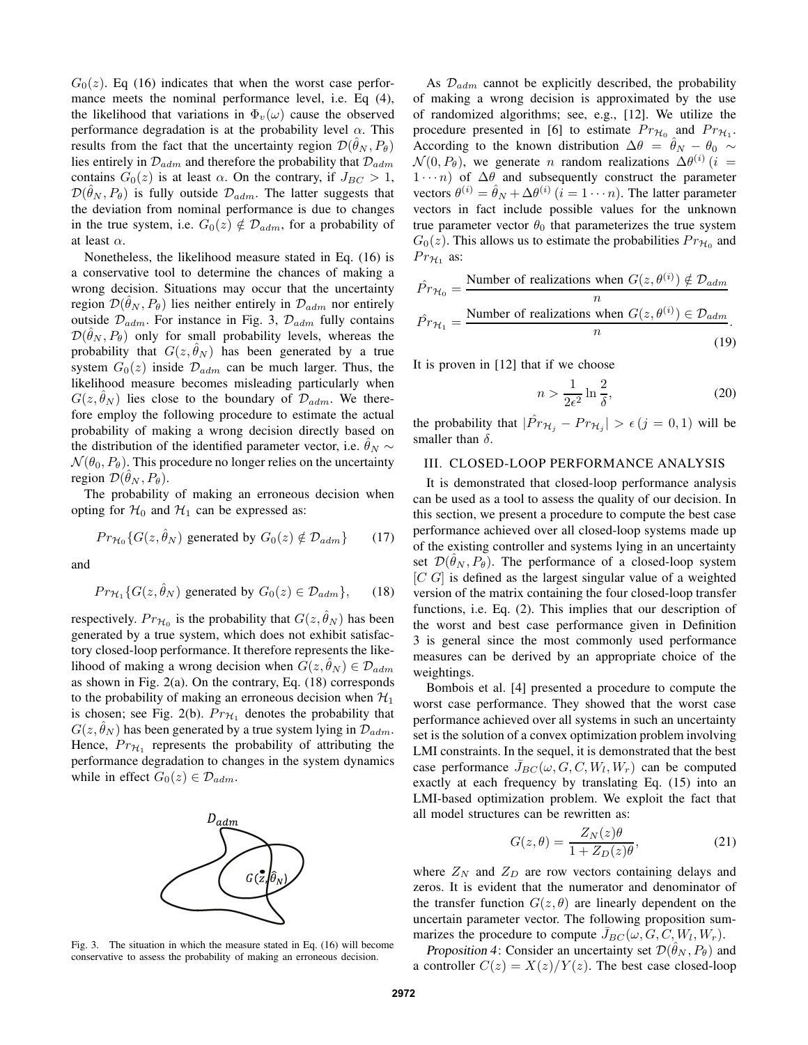$G_0(z)$. Eq (16) indicates that when the worst case performance meets the nominal performance level, i.e. Eq (4), the likelihood that variations in $\Phi_v(\omega)$ cause the observed performance degradation is at the probability level $\alpha$. This results from the fact that the uncertainty region $\mathcal{D}(\hat{\theta}_N, P_\theta)$ lies entirely in $\mathcal{D}_{adm}$ and therefore the probability that $\mathcal{D}_{adm}$ contains $G_0(z)$ is at least $\alpha$. On the contrary, if $J_{BC} > 1$, $\mathcal{D}(\hat{\theta}_N, P_\theta)$ is fully outside $\mathcal{D}_{adm}$. The latter suggests that the deviation from nominal performance is due to changes in the true system, i.e. $G_0(z) \notin \mathcal{D}_{adm}$, for a probability of at least $\alpha$.

Nonetheless, the likelihood measure stated in Eq. (16) is a conservative tool to determine the chances of making a wrong decision. Situations may occur that the uncertainty region $\mathcal{D}(\hat{\theta}_N, P_\theta)$ lies neither entirely in $\mathcal{D}_{adm}$ nor entirely outside $\mathcal{D}_{adm}$. For instance in Fig. 3, $\mathcal{D}_{adm}$ fully contains $\mathcal{D}(\hat{\theta}_N, P_\theta)$ only for small probability levels, whereas the probability that $G(z, \hat{\theta}_N)$ has been generated by a true system $G_0(z)$ inside $\mathcal{D}_{adm}$ can be much larger. Thus, the likelihood measure becomes misleading particularly when $G(z, \hat{\theta}_N)$ lies close to the boundary of $\mathcal{D}_{adm}$. We therefore employ the following procedure to estimate the actual probability of making a wrong decision directly based on the distribution of the identified parameter vector, i.e. $\hat{\theta}_N \sim \mathcal{N}(\theta_0, P_\theta)$. This procedure no longer relies on the uncertainty region $\mathcal{D}(\hat{\theta}_N, P_\theta)$.

The probability of making an erroneous decision when opting for $\mathcal{H}_0$ and $\mathcal{H}_1$ can be expressed as:

$$Pr_{\mathcal{H}_0}\{G(z, \hat{\theta}_N) \text{ generated by } G_0(z) \notin \mathcal{D}_{adm}\} \tag{17}$$

and

$$Pr_{\mathcal{H}_1}\{G(z, \hat{\theta}_N) \text{ generated by } G_0(z) \in \mathcal{D}_{adm}\}, \tag{18}$$

respectively. $Pr_{\mathcal{H}_0}$ is the probability that $G(z, \hat{\theta}_N)$ has been generated by a true system, which does not exhibit satisfactory closed-loop performance. It therefore represents the likelihood of making a wrong decision when $G(z, \hat{\theta}_N) \in \mathcal{D}_{adm}$ as shown in Fig. 2(a). On the contrary, Eq. (18) corresponds to the probability of making an erroneous decision when $\mathcal{H}_1$ is chosen; see Fig. 2(b). $Pr_{\mathcal{H}_1}$ denotes the probability that $G(z, \hat{\theta}_N)$ has been generated by a true system lying in $\mathcal{D}_{adm}$. Hence, $Pr_{\mathcal{H}_1}$ represents the probability of attributing the performance degradation to changes in the system dynamics while in effect $G_0(z) \in \mathcal{D}_{adm}$.

Fig. 3. The situation in which the measure stated in Eq. (16) will become conservative to assess the probability of making an erroneous decision.

As $\mathcal{D}_{adm}$ cannot be explicitly described, the probability of making a wrong decision is approximated by the use of randomized algorithms; see, e.g., [12]. We utilize the procedure presented in [6] to estimate $Pr_{\mathcal{H}_0}$ and $Pr_{\mathcal{H}_1}$. According to the known distribution $\Delta\theta = \hat{\theta}_N - \theta_0 \sim \mathcal{N}(0, P_\theta)$, we generate $n$ random realizations $\Delta\theta^{(i)}$ $(i = 1 \cdots n)$ of $\Delta\theta$ and subsequently construct the parameter vectors $\theta^{(i)} = \hat{\theta}_N + \Delta\theta^{(i)}$ $(i = 1 \cdots n)$. The latter parameter vectors in fact include possible values for the unknown true parameter vector $\theta_0$ that parameterizes the true system $G_0(z)$. This allows us to estimate the probabilities $Pr_{\mathcal{H}_0}$ and $Pr_{\mathcal{H}_1}$ as:

$$\hat{Pr}_{\mathcal{H}_0} = \frac{\text{Number of realizations when } G(z, \theta^{(i)}) \notin \mathcal{D}_{adm}}{n}$$
$$\hat{Pr}_{\mathcal{H}_1} = \frac{\text{Number of realizations when } G(z, \theta^{(i)}) \in \mathcal{D}_{adm}}{n}. \tag{19}$$

It is proven in [12] that if we choose

$$n > \frac{1}{2\epsilon^2} \ln \frac{2}{\delta}, \tag{20}$$

the probability that $|\hat{Pr}_{\mathcal{H}_j} - Pr_{\mathcal{H}_j}| > \epsilon$ $(j = 0, 1)$ will be smaller than $\delta$.

## III. CLOSED-LOOP PERFORMANCE ANALYSIS

It is demonstrated that closed-loop performance analysis can be used as a tool to assess the quality of our decision. In this section, we present a procedure to compute the best case performance achieved over all closed-loop systems made up of the existing controller and systems lying in an uncertainty set $\mathcal{D}(\hat{\theta}_N, P_\theta)$. The performance of a closed-loop system $[C\ G]$ is defined as the largest singular value of a weighted version of the matrix containing the four closed-loop transfer functions, i.e. Eq. (2). This implies that our description of the worst and best case performance given in Definition 3 is general since the most commonly used performance measures can be derived by an appropriate choice of the weightings.

Bombois et al. [4] presented a procedure to compute the worst case performance. They showed that the worst case performance achieved over all systems in such an uncertainty set is the solution of a convex optimization problem involving LMI constraints. In the sequel, it is demonstrated that the best case performance $\bar{J}_{BC}(\omega, G, C, W_l, W_r)$ can be computed exactly at each frequency by translating Eq. (15) into an LMI-based optimization problem. We exploit the fact that all model structures can be rewritten as:

$$G(z, \theta) = \frac{Z_N(z)\theta}{1 + Z_D(z)\theta}, \tag{21}$$

where $Z_N$ and $Z_D$ are row vectors containing delays and zeros. It is evident that the numerator and denominator of the transfer function $G(z, \theta)$ are linearly dependent on the uncertain parameter vector. The following proposition summarizes the procedure to compute $\bar{J}_{BC}(\omega, G, C, W_l, W_r)$.

*Proposition 4*: Consider an uncertainty set $\mathcal{D}(\hat{\theta}_N, P_\theta)$ and a controller $C(z) = X(z)/Y(z)$. The best case closed-loop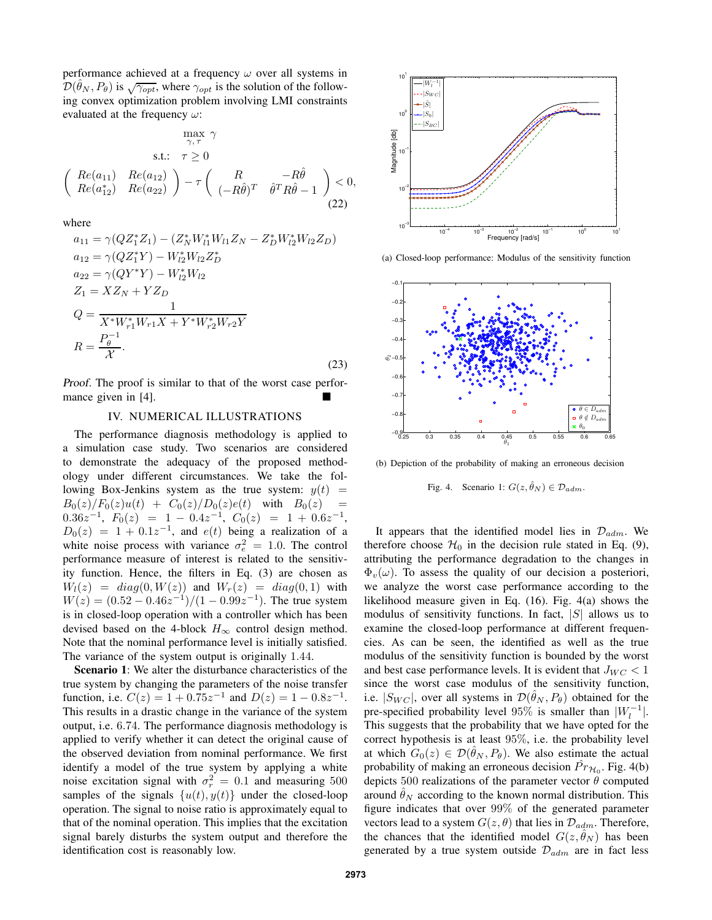performance achieved at a frequency $\omega$ over all systems in $\mathcal{D}(\hat{\theta}_N, P_\theta)$ is $\sqrt{\gamma_{opt}}$, where $\gamma_{opt}$ is the solution of the following convex optimization problem involving LMI constraints evaluated at the frequency $\omega$:

$$
\begin{aligned}
&\max_{\gamma,\,\tau} \ \gamma \\
&\text{s.t.:} \quad \tau \geq 0 \\
&\begin{pmatrix} Re(a_{11}) & Re(a_{12}) \\ Re(a_{12}^*) & Re(a_{22}) \end{pmatrix} - \tau \begin{pmatrix} R & -R\hat{\theta} \\ (-R\hat{\theta})^T & \hat{\theta}^T R\hat{\theta} - 1 \end{pmatrix} < 0,
\end{aligned}
\tag{22}
$$

where

$$
\begin{aligned}
a_{11} &= \gamma(QZ_1^*Z_1) - (Z_N^*W_{l1}^*W_{l1}Z_N - Z_D^*W_{l2}^*W_{l2}Z_D) \\
a_{12} &= \gamma(QZ_1^*Y) - W_{l2}^*W_{l2}Z_D^* \\
a_{22} &= \gamma(QY^*Y) - W_{l2}^*W_{l2} \\
Z_1 &= XZ_N + YZ_D \\
Q &= \frac{1}{X^*W_{r1}^*W_{r1}X + Y^*W_{r2}^*W_{r2}Y} \\
R &= \frac{P_\theta^{-1}}{\mathcal{X}}.
\end{aligned}
\tag{23}
$$

*Proof.* The proof is similar to that of the worst case performance given in [4]. ■

## IV. NUMERICAL ILLUSTRATIONS

The performance diagnosis methodology is applied to a simulation case study. Two scenarios are considered to demonstrate the adequacy of the proposed methodology under different circumstances. We take the following Box-Jenkins system as the true system: $y(t) = B_0(z)/F_0(z)u(t) + C_0(z)/D_0(z)e(t)$ with $B_0(z) = 0.36z^{-1}$, $F_0(z) = 1 - 0.4z^{-1}$, $C_0(z) = 1 + 0.6z^{-1}$, $D_0(z) = 1 + 0.1z^{-1}$, and $e(t)$ being a realization of a white noise process with variance $\sigma_e^2 = 1.0$. The control performance measure of interest is related to the sensitivity function. Hence, the filters in Eq. (3) are chosen as $W_l(z) = diag(0, W(z))$ and $W_r(z) = diag(0, 1)$ with $W(z) = (0.52 - 0.46z^{-1})/(1 - 0.99z^{-1})$. The true system is in closed-loop operation with a controller which has been devised based on the 4-block $H_\infty$ control design method. Note that the nominal performance level is initially satisfied. The variance of the system output is originally 1.44.

**Scenario 1**: We alter the disturbance characteristics of the true system by changing the parameters of the noise transfer function, i.e. $C(z) = 1 + 0.75z^{-1}$ and $D(z) = 1 - 0.8z^{-1}$. This results in a drastic change in the variance of the system output, i.e. 6.74. The performance diagnosis methodology is applied to verify whether it can detect the original cause of the observed deviation from nominal performance. We first identify a model of the true system by applying a white noise excitation signal with $\sigma_r^2 = 0.1$ and measuring 500 samples of the signals $\{u(t), y(t)\}$ under the closed-loop operation. The signal to noise ratio is approximately equal to that of the nominal operation. This implies that the excitation signal barely disturbs the system output and therefore the identification cost is reasonably low.

(a) Closed-loop performance: Modulus of the sensitivity function

(b) Depiction of the probability of making an erroneous decision

Fig. 4. Scenario 1: $G(z, \hat{\theta}_N) \in \mathcal{D}_{adm}$.

It appears that the identified model lies in $\mathcal{D}_{adm}$. We therefore choose $\mathcal{H}_0$ in the decision rule stated in Eq. (9), attributing the performance degradation to the changes in $\Phi_v(\omega)$. To assess the quality of our decision a posteriori, we analyze the worst case performance according to the likelihood measure given in Eq. (16). Fig. 4(a) shows the modulus of sensitivity functions. In fact, $|S|$ allows us to examine the closed-loop performance at different frequencies. As can be seen, the identified as well as the true modulus of the sensitivity function is bounded by the worst and best case performance levels. It is evident that $J_{WC} < 1$ since the worst case modulus of the sensitivity function, i.e. $|S_{WC}|$, over all systems in $\mathcal{D}(\hat{\theta}_N, P_\theta)$ obtained for the pre-specified probability level 95% is smaller than $|W_l^{-1}|$. This suggests that the probability that we have opted for the correct hypothesis is at least 95%, i.e. the probability level at which $G_0(z) \in \mathcal{D}(\hat{\theta}_N, P_\theta)$. We also estimate the actual probability of making an erroneous decision $\hat{Pr}_{\mathcal{H}_0}$. Fig. 4(b) depicts 500 realizations of the parameter vector $\theta$ computed around $\hat{\theta}_N$ according to the known normal distribution. This figure indicates that over 99% of the generated parameter vectors lead to a system $G(z, \theta)$ that lies in $\mathcal{D}_{adm}$. Therefore, the chances that the identified model $G(z, \hat{\theta}_N)$ has been generated by a true system outside $\mathcal{D}_{adm}$ are in fact less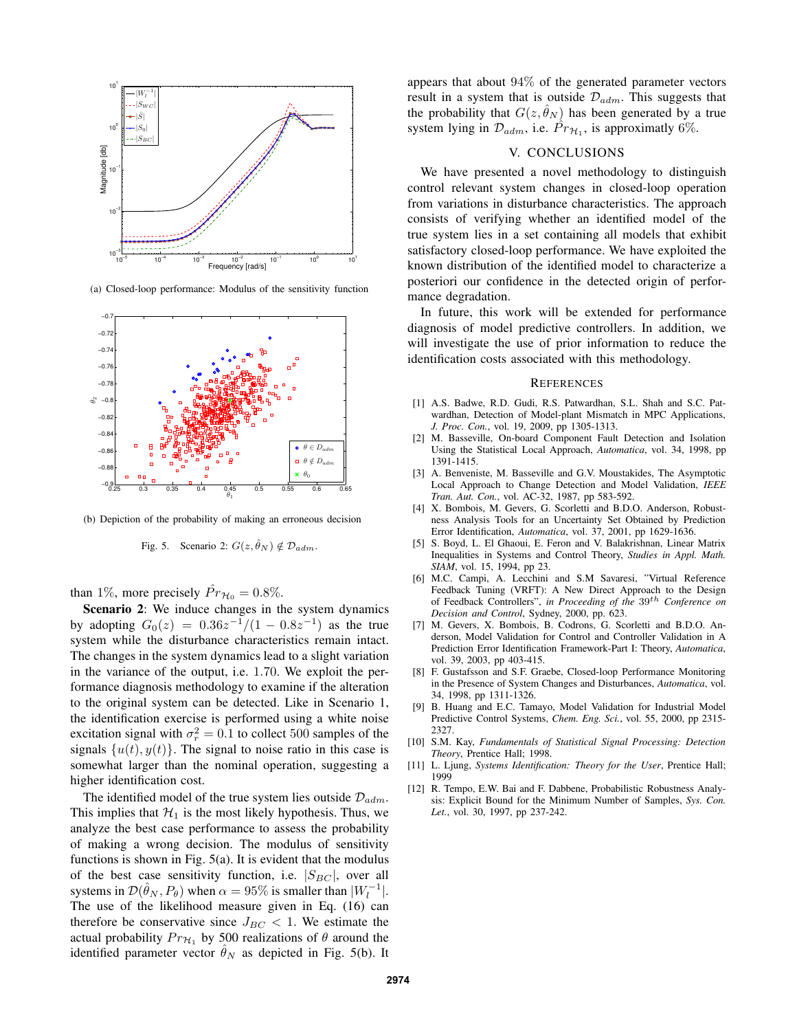10^1
10^0
10^-1
10^-2
10^-3
Magnitude [db]
10^-5 10^-4 10^-3 10^-2 10^-1 10^0 10^1
Frequency [rad/s]
$|W_l^{-1}|$
$|S_{WC}|$
$|\hat{S}|$
$|S_0|$
$|S_{BC}|$

(a) Closed-loop performance: Modulus of the sensitivity function

−0.7
−0.72
−0.74
−0.76
−0.78
−0.8
−0.82
−0.84
−0.86
−0.88
−0.9
$\theta_2$
0.25 0.3 0.35 0.4 0.45 0.5 0.55 0.6 0.65
$\theta_1$
$\theta \in \mathcal{D}_{adm}$
$\theta \notin \mathcal{D}_{adm}$
$\theta_0$

(b) Depiction of the probability of making an erroneous decision

Fig. 5. Scenario 2: $G(z, \hat{\theta}_N) \notin \mathcal{D}_{adm}$.

than 1%, more precisely $\hat{Pr}_{\mathcal{H}_0} = 0.8\%$.

**Scenario 2**: We induce changes in the system dynamics by adopting $G_0(z) = 0.36z^{-1}/(1 - 0.8z^{-1})$ as the true system while the disturbance characteristics remain intact. The changes in the system dynamics lead to a slight variation in the variance of the output, i.e. 1.70. We exploit the performance diagnosis methodology to examine if the alteration to the original system can be detected. Like in Scenario 1, the identification exercise is performed using a white noise excitation signal with $\sigma_r^2 = 0.1$ to collect 500 samples of the signals $\{u(t), y(t)\}$. The signal to noise ratio in this case is somewhat larger than the nominal operation, suggesting a higher identification cost.

The identified model of the true system lies outside $\mathcal{D}_{adm}$. This implies that $\mathcal{H}_1$ is the most likely hypothesis. Thus, we analyze the best case performance to assess the probability of making a wrong decision. The modulus of sensitivity functions is shown in Fig. 5(a). It is evident that the modulus of the best case sensitivity function, i.e. $|S_{BC}|$, over all systems in $\mathcal{D}(\hat{\theta}_N, P_\theta)$ when $\alpha = 95\%$ is smaller than $|W_l^{-1}|$. The use of the likelihood measure given in Eq. (16) can therefore be conservative since $J_{BC} < 1$. We estimate the actual probability $Pr_{\mathcal{H}_1}$ by 500 realizations of $\theta$ around the identified parameter vector $\hat{\theta}_N$ as depicted in Fig. 5(b). It appears that about 94% of the generated parameter vectors result in a system that is outside $\mathcal{D}_{adm}$. This suggests that the probability that $G(z, \hat{\theta}_N)$ has been generated by a true system lying in $\mathcal{D}_{adm}$, i.e. $\hat{Pr}_{\mathcal{H}_1}$, is approximately 6%.

## V. CONCLUSIONS

We have presented a novel methodology to distinguish control relevant system changes in closed-loop operation from variations in disturbance characteristics. The approach consists of verifying whether an identified model of the true system lies in a set containing all models that exhibit satisfactory closed-loop performance. We have exploited the known distribution of the identified model to characterize a posteriori our confidence in the detected origin of performance degradation.

In future, this work will be extended for performance diagnosis of model predictive controllers. In addition, we will investigate the use of prior information to reduce the identification costs associated with this methodology.

## REFERENCES

[1] A.S. Badwe, R.D. Gudi, R.S. Patwardhan, S.L. Shah and S.C. Patwardhan, Detection of Model-plant Mismatch in MPC Applications, *J. Proc. Con.*, vol. 19, 2009, pp 1305-1313.

[2] M. Basseville, On-board Component Fault Detection and Isolation Using the Statistical Local Approach, *Automatica*, vol. 34, 1998, pp 1391-1415.

[3] A. Benveniste, M. Basseville and G.V. Moustakides, The Asymptotic Local Approach to Change Detection and Model Validation, *IEEE Tran. Aut. Con.*, vol. AC-32, 1987, pp 583-592.

[4] X. Bombois, M. Gevers, G. Scorletti and B.D.O. Anderson, Robustness Analysis Tools for an Uncertainty Set Obtained by Prediction Error Identification, *Automatica*, vol. 37, 2001, pp 1629-1636.

[5] S. Boyd, L. El Ghaoui, E. Feron and V. Balakrishnan, Linear Matrix Inequalities in Systems and Control Theory, *Studies in Appl. Math. SIAM*, vol. 15, 1994, pp 23.

[6] M.C. Campi, A. Lecchini and S.M Savaresi, "Virtual Reference Feedback Tuning (VRFT): A New Direct Approach to the Design of Feedback Controllers", *in Proceeding of the* $39^{th}$ *Conference on Decision and Control*, Sydney, 2000, pp. 623.

[7] M. Gevers, X. Bombois, B. Codrons, G. Scorletti and B.D.O. Anderson, Model Validation for Control and Controller Validation in A Prediction Error Identification Framework-Part I: Theory, *Automatica*, vol. 39, 2003, pp 403-415.

[8] F. Gustafsson and S.F. Graebe, Closed-loop Performance Monitoring in the Presence of System Changes and Disturbances, *Automatica*, vol. 34, 1998, pp 1311-1326.

[9] B. Huang and E.C. Tamayo, Model Validation for Industrial Model Predictive Control Systems, *Chem. Eng. Sci.*, vol. 55, 2000, pp 2315-2327.

[10] S.M. Kay, *Fundamentals of Statistical Signal Processing: Detection Theory*, Prentice Hall; 1998.

[11] L. Ljung, *Systems Identification: Theory for the User*, Prentice Hall; 1999

[12] R. Tempo, E.W. Bai and F. Dabbene, Probabilistic Robustness Analysis: Explicit Bound for the Minimum Number of Samples, *Sys. Con. Let.*, vol. 30, 1997, pp 237-242.